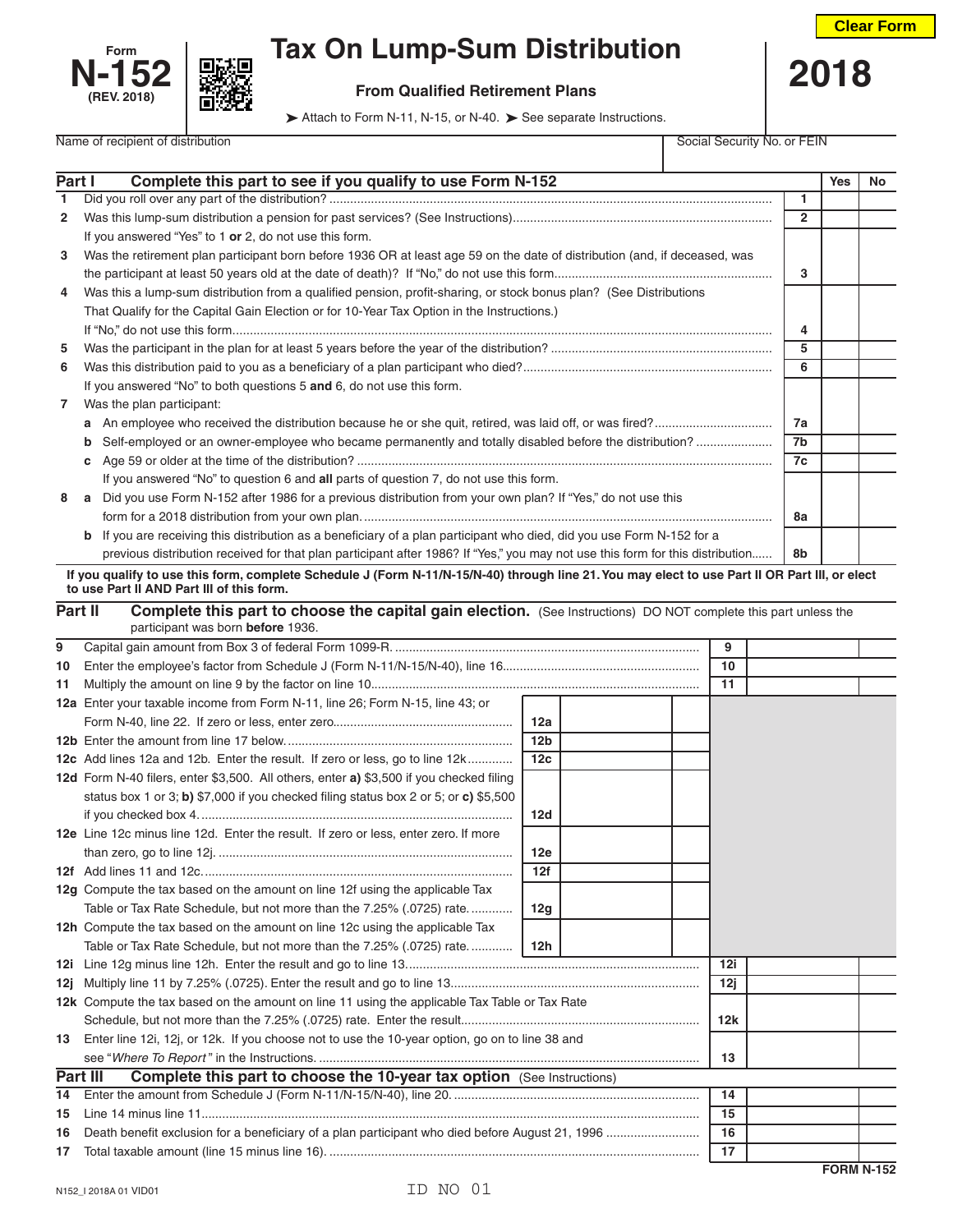Form **N-152** (REV. 2018)

# Tax On Lump-Sum Distribution

**From Qualified Retirement Plans**

➤ Attach to Form N-11, N-15, or N-40. ➤ See separate Instructions.

**2018**

Name of recipient of distribution | Social Security No. or FEIN

## Part I Complete this part to see if you qualify to use Form N-152

| | | | Yes | No |
|---|---|---|---|---|
| 1 | Did you roll over any part of the distribution? | 1 | | |
| 2 | Was this lump-sum distribution a pension for past services? (See Instructions) | 2 | | |
| | If you answered "Yes" to 1 **or** 2, do not use this form. | | | |
| 3 | Was the retirement plan participant born before 1936 OR at least age 59 on the date of distribution (and, if deceased, was the participant at least 50 years old at the date of death)? If "No," do not use this form. | 3 | | |
| 4 | Was this a lump-sum distribution from a qualified pension, profit-sharing, or stock bonus plan? (See Distributions That Qualify for the Capital Gain Election or for 10-Year Tax Option in the Instructions.) If "No," do not use this form. | 4 | | |
| 5 | Was the participant in the plan for at least 5 years before the year of the distribution? | 5 | | |
| 6 | Was this distribution paid to you as a beneficiary of a plan participant who died? | 6 | | |
| | If you answered "No" to both questions 5 **and** 6, do not use this form. | | | |
| 7 | Was the plan participant: | | | |
| | **a** An employee who received the distribution because he or she quit, retired, was laid off, or was fired? | 7a | | |
| | **b** Self-employed or an owner-employee who became permanently and totally disabled before the distribution? | 7b | | |
| | **c** Age 59 or older at the time of the distribution? | 7c | | |
| | If you answered "No" to question 6 and **all** parts of question 7, do not use this form. | | | |
| 8 | **a** Did you use Form N-152 after 1986 for a previous distribution from your own plan? If "Yes," do not use this form for a 2018 distribution from your own plan. | 8a | | |
| | **b** If you are receiving this distribution as a beneficiary of a plan participant who died, did you use Form N-152 for a previous distribution received for that plan participant after 1986? If "Yes," you may not use this form for this distribution. | 8b | | |

**If you qualify to use this form, complete Schedule J (Form N-11/N-15/N-40) through line 21. You may elect to use Part II OR Part III, or elect to use Part II AND Part III of this form.**

## Part II Complete this part to choose the capital gain election. (See Instructions) DO NOT complete this part unless the participant was born **before** 1936.

| | | | | | |
|---|---|---|---|---|---|
| 9 | Capital gain amount from Box 3 of federal Form 1099-R. | | | 9 | |
| 10 | Enter the employee's factor from Schedule J (Form N-11/N-15/N-40), line 16. | | | 10 | |
| 11 | Multiply the amount on line 9 by the factor on line 10. | | | 11 | |
| 12a | Enter your taxable income from Form N-11, line 26; Form N-15, line 43; or Form N-40, line 22. If zero or less, enter zero. | 12a | | | |
| 12b | Enter the amount from line 17 below. | 12b | | | |
| 12c | Add lines 12a and 12b. Enter the result. If zero or less, go to line 12k | 12c | | | |
| 12d | Form N-40 filers, enter $3,500. All others, enter **a)** $3,500 if you checked filing status box 1 or 3; **b)** $7,000 if you checked filing status box 2 or 5; or **c)** $5,500 if you checked box 4. | 12d | | | |
| 12e | Line 12c minus line 12d. Enter the result. If zero or less, enter zero. If more than zero, go to line 12j. | 12e | | | |
| 12f | Add lines 11 and 12c. | 12f | | | |
| 12g | Compute the tax based on the amount on line 12f using the applicable Tax Table or Tax Rate Schedule, but not more than the 7.25% (.0725) rate. | 12g | | | |
| 12h | Compute the tax based on the amount on line 12c using the applicable Tax Table or Tax Rate Schedule, but not more than the 7.25% (.0725) rate. | 12h | | | |
| 12i | Line 12g minus line 12h. Enter the result and go to line 13. | | | 12i | |
| 12j | Multiply line 11 by 7.25% (.0725). Enter the result and go to line 13. | | | 12j | |
| 12k | Compute the tax based on the amount on line 11 using the applicable Tax Table or Tax Rate Schedule, but not more than the 7.25% (.0725) rate. Enter the result. | | | 12k | |
| 13 | Enter line 12i, 12j, or 12k. If you choose not to use the 10-year option, go on to line 38 and see "*Where To Report*" in the Instructions. | | | 13 | |

## Part III Complete this part to choose the 10-year tax option (See Instructions)

| | | | |
|---|---|---|---|
| 14 | Enter the amount from Schedule J (Form N-11/N-15/N-40), line 20. | 14 | |
| 15 | Line 14 minus line 11 | 15 | |
| 16 | Death benefit exclusion for a beneficiary of a plan participant who died before August 21, 1996 | 16 | |
| 17 | Total taxable amount (line 15 minus line 16). | 17 | |

FORM N-152

N152_I 2018A 01 VID01

ID NO 01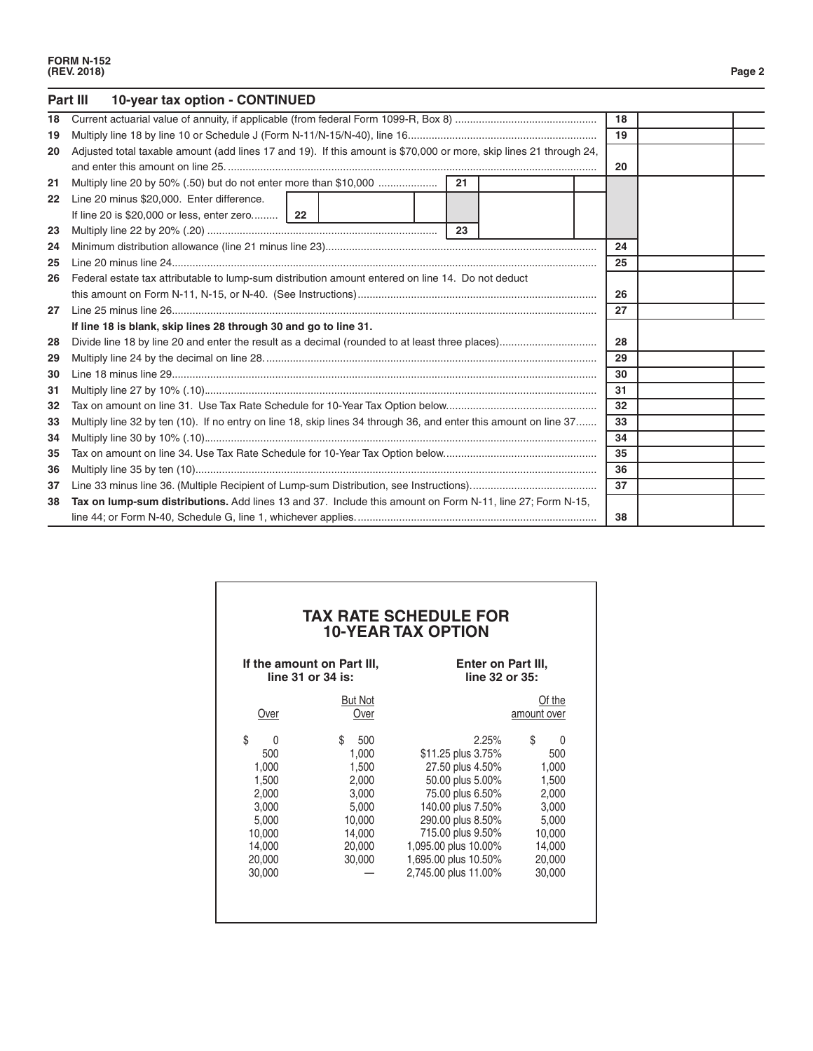**FORM N-152**
**(REV. 2018)**

## Part III 10-year tax option - CONTINUED

| | | | |
|---|---|---|---|
| 18 | Current actuarial value of annuity, if applicable (from federal Form 1099-R, Box 8) | 18 | |
| 19 | Multiply line 18 by line 10 or Schedule J (Form N-11/N-15/N-40), line 16 | 19 | |
| 20 | Adjusted total taxable amount (add lines 17 and 19). If this amount is $70,000 or more, skip lines 21 through 24, and enter this amount on line 25. | 20 | |
| 21 | Multiply line 20 by 50% (.50) but do not enter more than $10,000 ..... **21** | | |
| 22 | Line 20 minus $20,000. Enter difference. If line 20 is $20,000 or less, enter zero ..... **22** | | |
| 23 | Multiply line 22 by 20% (.20) ..... **23** | | |
| 24 | Minimum distribution allowance (line 21 minus line 23) | 24 | |
| 25 | Line 20 minus line 24 | 25 | |
| 26 | Federal estate tax attributable to lump-sum distribution amount entered on line 14. Do not deduct this amount on Form N-11, N-15, or N-40. (See Instructions) | 26 | |
| 27 | Line 25 minus line 26 | 27 | |
| | **If line 18 is blank, skip lines 28 through 30 and go to line 31.** | | |
| 28 | Divide line 18 by line 20 and enter the result as a decimal (rounded to at least three places) | 28 | |
| 29 | Multiply line 24 by the decimal on line 28 | 29 | |
| 30 | Line 18 minus line 29 | 30 | |
| 31 | Multiply line 27 by 10% (.10) | 31 | |
| 32 | Tax on amount on line 31. Use Tax Rate Schedule for 10-Year Tax Option below | 32 | |
| 33 | Multiply line 32 by ten (10). If no entry on line 18, skip lines 34 through 36, and enter this amount on line 37 | 33 | |
| 34 | Multiply line 30 by 10% (.10) | 34 | |
| 35 | Tax on amount on line 34. Use Tax Rate Schedule for 10-Year Tax Option below | 35 | |
| 36 | Multiply line 35 by ten (10) | 36 | |
| 37 | Line 33 minus line 36. (Multiple Recipient of Lump-sum Distribution, see Instructions) | 37 | |
| 38 | **Tax on lump-sum distributions.** Add lines 13 and 37. Include this amount on Form N-11, line 27; Form N-15, line 44; or Form N-40, Schedule G, line 1, whichever applies. | 38 | |

## TAX RATE SCHEDULE FOR 10-YEAR TAX OPTION

| If the amount on Part III, line 31 or 34 is: | | Enter on Part III, line 32 or 35: | |
|---|---|---|---|
| Over | But Not Over | | Of the amount over |
| $ 0 | $ 500 | 2.25% | $ 0 |
| 500 | 1,000 | $11.25 plus 3.75% | 500 |
| 1,000 | 1,500 | 27.50 plus 4.50% | 1,000 |
| 1,500 | 2,000 | 50.00 plus 5.00% | 1,500 |
| 2,000 | 3,000 | 75.00 plus 6.50% | 2,000 |
| 3,000 | 5,000 | 140.00 plus 7.50% | 3,000 |
| 5,000 | 10,000 | 290.00 plus 8.50% | 5,000 |
| 10,000 | 14,000 | 715.00 plus 9.50% | 10,000 |
| 14,000 | 20,000 | 1,095.00 plus 10.00% | 14,000 |
| 20,000 | 30,000 | 1,695.00 plus 10.50% | 20,000 |
| 30,000 | — | 2,745.00 plus 11.00% | 30,000 |